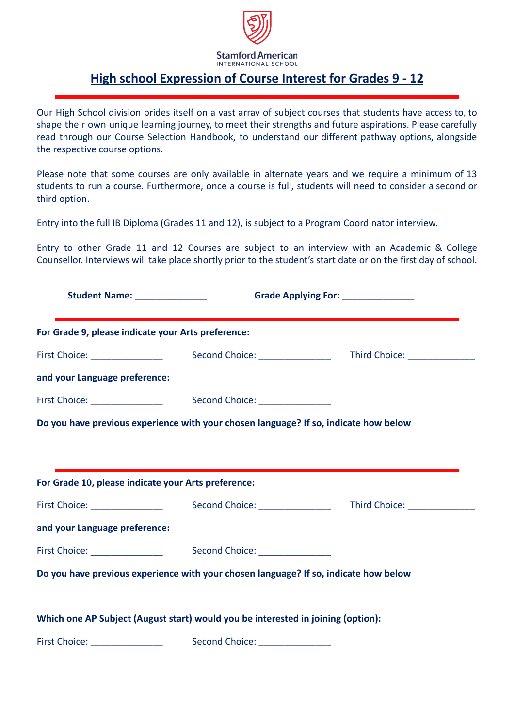Stamford American
INTERNATIONAL SCHOOL

# High school Expression of Course Interest for Grades 9 - 12

Our High School division prides itself on a vast array of subject courses that students have access to, to shape their own unique learning journey, to meet their strengths and future aspirations. Please carefully read through our Course Selection Handbook, to understand our different pathway options, alongside the respective course options.

Please note that some courses are only available in alternate years and we require a minimum of 13 students to run a course. Furthermore, once a course is full, students will need to consider a second or third option.

Entry into the full IB Diploma (Grades 11 and 12), is subject to a Program Coordinator interview.

Entry to other Grade 11 and 12 Courses are subject to an interview with an Academic & College Counsellor. Interviews will take place shortly prior to the student's start date or on the first day of school.

**Student Name:** ______________ **Grade Applying For:** ______________

---

**For Grade 9, please indicate your Arts preference:**

First Choice: ______________ Second Choice: ______________ Third Choice: _____________

**and your Language preference:**

First Choice: ______________ Second Choice: ______________

**Do you have previous experience with your chosen language? If so, indicate how below**

---

**For Grade 10, please indicate your Arts preference:**

First Choice: ______________ Second Choice: ______________ Third Choice: _____________

**and your Language preference:**

First Choice: ______________ Second Choice: ______________

**Do you have previous experience with your chosen language? If so, indicate how below**

**Which one AP Subject (August start) would you be interested in joining (option):**

First Choice: ______________ Second Choice: ______________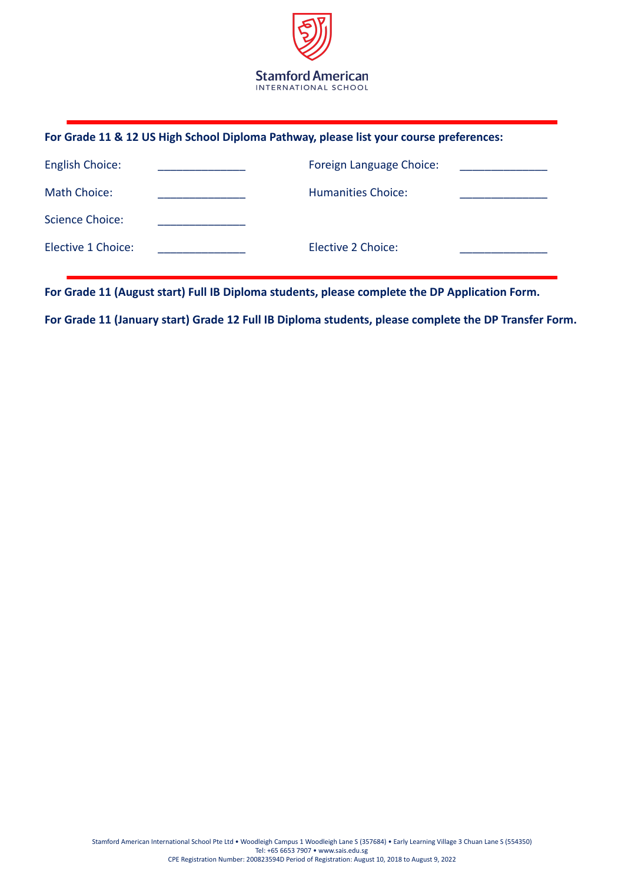Stamford American
INTERNATIONAL SCHOOL

**For Grade 11 & 12 US High School Diploma Pathway, please list your course preferences:**

English Choice: ______________

Foreign Language Choice: ______________

Math Choice: ______________

Humanities Choice: ______________

Science Choice: ______________

Elective 1 Choice: ______________

Elective 2 Choice: ______________

**For Grade 11 (August start) Full IB Diploma students, please complete the DP Application Form.**

**For Grade 11 (January start) Grade 12 Full IB Diploma students, please complete the DP Transfer Form.**

Stamford American International School Pte Ltd • Woodleigh Campus 1 Woodleigh Lane S (357684) • Early Learning Village 3 Chuan Lane S (554350)
Tel: +65 6653 7907 • www.sais.edu.sg
CPE Registration Number: 200823594D Period of Registration: August 10, 2018 to August 9, 2022